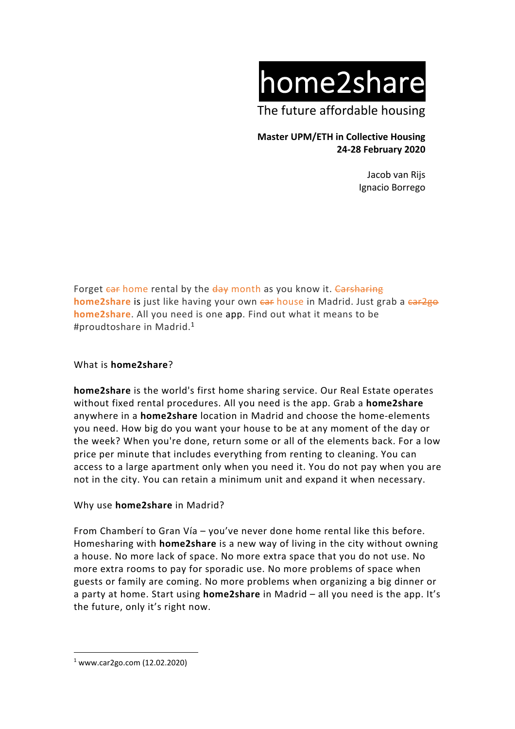# home2share

The future affordable housing

**Master UPM/ETH in Collective Housing**
**24-28 February 2020**

Jacob van Rijs
Ignacio Borrego

Forget ~~car~~ home rental by the ~~day~~ month as you know it. ~~Carsharing~~ **home2share** is just like having your own ~~car~~ house in Madrid. Just grab a ~~car2go~~ **home2share**. All you need is one app. Find out what it means to be #proudtoshare in Madrid.[1]

What is **home2share**?

**home2share** is the world's first home sharing service. Our Real Estate operates without fixed rental procedures. All you need is the app. Grab a **home2share** anywhere in a **home2share** location in Madrid and choose the home-elements you need. How big do you want your house to be at any moment of the day or the week? When you're done, return some or all of the elements back. For a low price per minute that includes everything from renting to cleaning. You can access to a large apartment only when you need it. You do not pay when you are not in the city. You can retain a minimum unit and expand it when necessary.

Why use **home2share** in Madrid?

From Chamberí to Gran Vía – you've never done home rental like this before. Homesharing with **home2share** is a new way of living in the city without owning a house. No more lack of space. No more extra space that you do not use. No more extra rooms to pay for sporadic use. No more problems of space when guests or family are coming. No more problems when organizing a big dinner or a party at home. Start using **home2share** in Madrid – all you need is the app. It's the future, only it's right now.

[1] www.car2go.com (12.02.2020)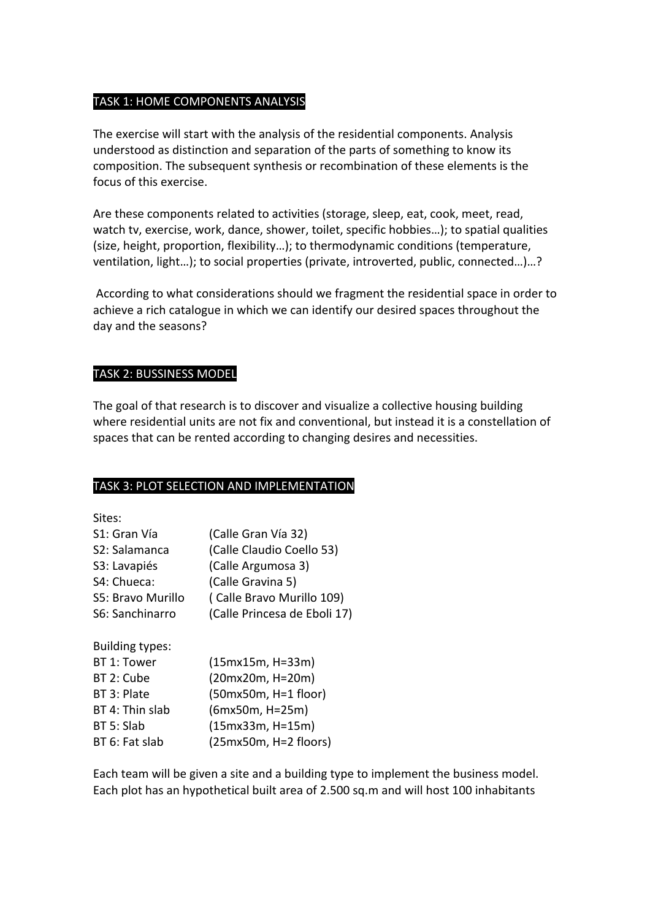## TASK 1: HOME COMPONENTS ANALYSIS

The exercise will start with the analysis of the residential components. Analysis understood as distinction and separation of the parts of something to know its composition. The subsequent synthesis or recombination of these elements is the focus of this exercise.

Are these components related to activities (storage, sleep, eat, cook, meet, read, watch tv, exercise, work, dance, shower, toilet, specific hobbies…); to spatial qualities (size, height, proportion, flexibility…); to thermodynamic conditions (temperature, ventilation, light…); to social properties (private, introverted, public, connected…)…?

According to what considerations should we fragment the residential space in order to achieve a rich catalogue in which we can identify our desired spaces throughout the day and the seasons?

## TASK 2: BUSSINESS MODEL

The goal of that research is to discover and visualize a collective housing building where residential units are not fix and conventional, but instead it is a constellation of spaces that can be rented according to changing desires and necessities.

## TASK 3: PLOT SELECTION AND IMPLEMENTATION

Sites:

| | |
|---|---|
| S1: Gran Vía | (Calle Gran Vía 32) |
| S2: Salamanca | (Calle Claudio Coello 53) |
| S3: Lavapiés | (Calle Argumosa 3) |
| S4: Chueca: | (Calle Gravina 5) |
| S5: Bravo Murillo | ( Calle Bravo Murillo 109) |
| S6: Sanchinarro | (Calle Princesa de Eboli 17) |

Building types:

| | |
|---|---|
| BT 1: Tower | (15mx15m, H=33m) |
| BT 2: Cube | (20mx20m, H=20m) |
| BT 3: Plate | (50mx50m, H=1 floor) |
| BT 4: Thin slab | (6mx50m, H=25m) |
| BT 5: Slab | (15mx33m, H=15m) |
| BT 6: Fat slab | (25mx50m, H=2 floors) |

Each team will be given a site and a building type to implement the business model. Each plot has an hypothetical built area of 2.500 sq.m and will host 100 inhabitants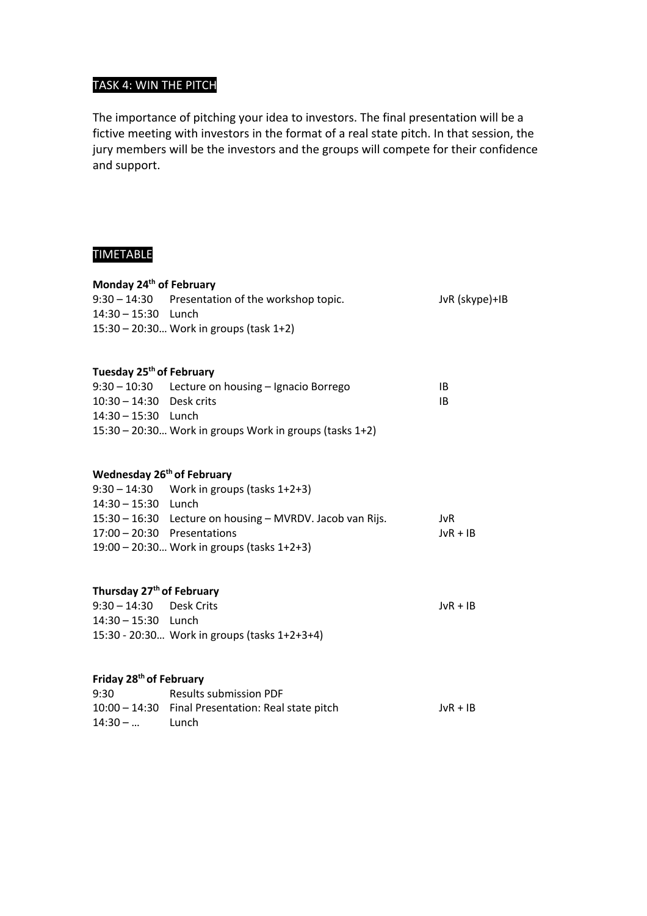## TASK 4: WIN THE PITCH

The importance of pitching your idea to investors. The final presentation will be a fictive meeting with investors in the format of a real state pitch. In that session, the jury members will be the investors and the groups will compete for their confidence and support.

## TIMETABLE

**Monday 24th of February**

| | | |
|---|---|---|
| 9:30 – 14:30 | Presentation of the workshop topic. | JvR (skype)+IB |
| 14:30 – 15:30 | Lunch | |
| 15:30 – 20:30… | Work in groups (task 1+2) | |

**Tuesday 25th of February**

| | | |
|---|---|---|
| 9:30 – 10:30 | Lecture on housing – Ignacio Borrego | IB |
| 10:30 – 14:30 | Desk crits | IB |
| 14:30 – 15:30 | Lunch | |
| 15:30 – 20:30… | Work in groups Work in groups (tasks 1+2) | |

**Wednesday 26th of February**

| | | |
|---|---|---|
| 9:30 – 14:30 | Work in groups (tasks 1+2+3) | |
| 14:30 – 15:30 | Lunch | |
| 15:30 – 16:30 | Lecture on housing – MVRDV. Jacob van Rijs. | JvR |
| 17:00 – 20:30 | Presentations | JvR + IB |
| 19:00 – 20:30… | Work in groups (tasks 1+2+3) | |

**Thursday 27th of February**

| | | |
|---|---|---|
| 9:30 – 14:30 | Desk Crits | JvR + IB |
| 14:30 – 15:30 | Lunch | |
| 15:30 - 20:30… | Work in groups (tasks 1+2+3+4) | |

**Friday 28th of February**

| | | |
|---|---|---|
| 9:30 | Results submission PDF | |
| 10:00 – 14:30 | Final Presentation: Real state pitch | JvR + IB |
| 14:30 – … | Lunch | |